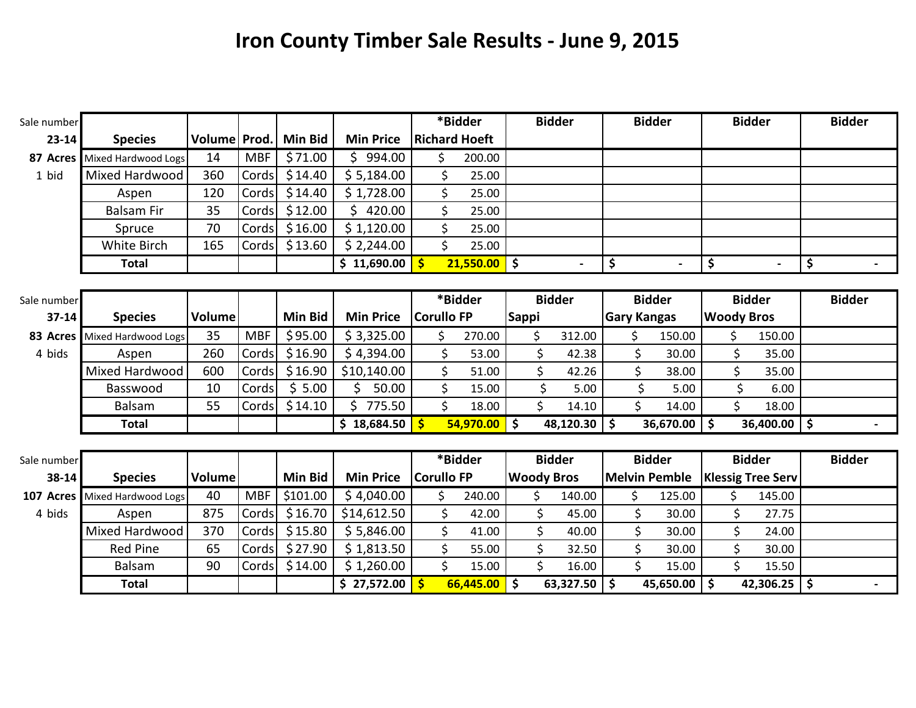# Iron County Timber Sale Results - June 9, 2015

| Sale number | Species | Volume | Prod. | Min Bid | Min Price | *Bidder | Bidder | Bidder | Bidder | Bidder |
|---|---|---|---|---|---|---|---|---|---|---|
| 23-14 | | | | | | Richard Hoeft | | | | |
| 87 Acres | Mixed Hardwood Logs | 14 | MBF | $71.00 | $ 994.00 | $ 200.00 | | | | |
| 1 bid | Mixed Hardwood | 360 | Cords | $14.40 | $ 5,184.00 | $ 25.00 | | | | |
| | Aspen | 120 | Cords | $14.40 | $ 1,728.00 | $ 25.00 | | | | |
| | Balsam Fir | 35 | Cords | $12.00 | $ 420.00 | $ 25.00 | | | | |
| | Spruce | 70 | Cords | $16.00 | $ 1,120.00 | $ 25.00 | | | | |
| | White Birch | 165 | Cords | $13.60 | $ 2,244.00 | $ 25.00 | | | | |
| | **Total** | | | | **$ 11,690.00** | **$ 21,550.00** | **$ -** | **$ -** | **$ -** | **$ -** |

| Sale number | Species | Volume | | Min Bid | Min Price | *Bidder | Bidder | Bidder | Bidder | Bidder |
|---|---|---|---|---|---|---|---|---|---|---|
| 37-14 | | | | | | Corullo FP | Sappi | Gary Kangas | Woody Bros | |
| 83 Acres | Mixed Hardwood Logs | 35 | MBF | $95.00 | $ 3,325.00 | $ 270.00 | $ 312.00 | $ 150.00 | $ 150.00 | |
| 4 bids | Aspen | 260 | Cords | $16.90 | $ 4,394.00 | $ 53.00 | $ 42.38 | $ 30.00 | $ 35.00 | |
| | Mixed Hardwood | 600 | Cords | $16.90 | $10,140.00 | $ 51.00 | $ 42.26 | $ 38.00 | $ 35.00 | |
| | Basswood | 10 | Cords | $ 5.00 | $ 50.00 | $ 15.00 | $ 5.00 | $ 5.00 | $ 6.00 | |
| | Balsam | 55 | Cords | $14.10 | $ 775.50 | $ 18.00 | $ 14.10 | $ 14.00 | $ 18.00 | |
| | **Total** | | | | **$ 18,684.50** | **$ 54,970.00** | **$ 48,120.30** | **$ 36,670.00** | **$ 36,400.00** | **$ -** |

| Sale number | Species | Volume | | Min Bid | Min Price | *Bidder | Bidder | Bidder | Bidder | Bidder |
|---|---|---|---|---|---|---|---|---|---|---|
| 38-14 | | | | | | Corullo FP | Woody Bros | Melvin Pemble | Klessig Tree Serv | |
| 107 Acres | Mixed Hardwood Logs | 40 | MBF | $101.00 | $ 4,040.00 | $ 240.00 | $ 140.00 | $ 125.00 | $ 145.00 | |
| 4 bids | Aspen | 875 | Cords | $16.70 | $14,612.50 | $ 42.00 | $ 45.00 | $ 30.00 | $ 27.75 | |
| | Mixed Hardwood | 370 | Cords | $15.80 | $ 5,846.00 | $ 41.00 | $ 40.00 | $ 30.00 | $ 24.00 | |
| | Red Pine | 65 | Cords | $27.90 | $ 1,813.50 | $ 55.00 | $ 32.50 | $ 30.00 | $ 30.00 | |
| | Balsam | 90 | Cords | $14.00 | $ 1,260.00 | $ 15.00 | $ 16.00 | $ 15.00 | $ 15.50 | |
| | **Total** | | | | **$ 27,572.00** | **$ 66,445.00** | **$ 63,327.50** | **$ 45,650.00** | **$ 42,306.25** | **$ -** |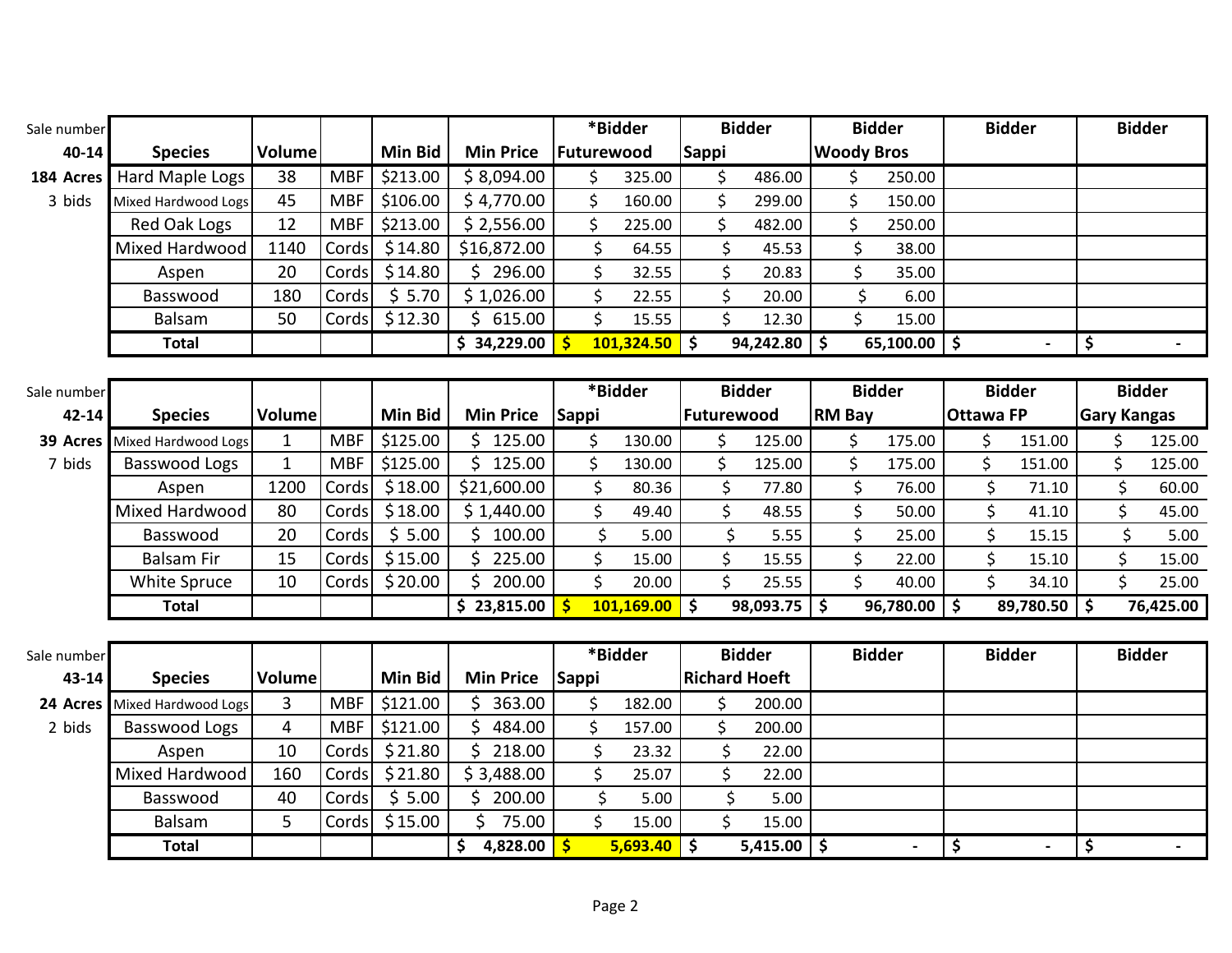| Sale number 40-14 | Species | Volume | | Min Bid | Min Price | *Bidder Futurewood | Bidder Sappi | Bidder Woody Bros | Bidder | Bidder |
|---|---|---|---|---|---|---|---|---|---|---|
| 184 Acres | Hard Maple Logs | 38 | MBF | $213.00 | $ 8,094.00 | $ 325.00 | $ 486.00 | $ 250.00 | | |
| 3 bids | Mixed Hardwood Logs | 45 | MBF | $106.00 | $ 4,770.00 | $ 160.00 | $ 299.00 | $ 150.00 | | |
| | Red Oak Logs | 12 | MBF | $213.00 | $ 2,556.00 | $ 225.00 | $ 482.00 | $ 250.00 | | |
| | Mixed Hardwood | 1140 | Cords | $14.80 | $16,872.00 | $ 64.55 | $ 45.53 | $ 38.00 | | |
| | Aspen | 20 | Cords | $14.80 | $ 296.00 | $ 32.55 | $ 20.83 | $ 35.00 | | |
| | Basswood | 180 | Cords | $ 5.70 | $ 1,026.00 | $ 22.55 | $ 20.00 | $ 6.00 | | |
| | Balsam | 50 | Cords | $12.30 | $ 615.00 | $ 15.55 | $ 12.30 | $ 15.00 | | |
| | **Total** | | | | **$ 34,229.00** | **$ 101,324.50** | **$ 94,242.80** | **$ 65,100.00** | **$ -** | **$ -** |

| Sale number 42-14 | Species | Volume | | Min Bid | Min Price | *Bidder Sappi | Bidder Futurewood | Bidder RM Bay | Bidder Ottawa FP | Bidder Gary Kangas |
|---|---|---|---|---|---|---|---|---|---|---|
| 39 Acres | Mixed Hardwood Logs | 1 | MBF | $125.00 | $ 125.00 | $ 130.00 | $ 125.00 | $ 175.00 | $ 151.00 | $ 125.00 |
| 7 bids | Basswood Logs | 1 | MBF | $125.00 | $ 125.00 | $ 130.00 | $ 125.00 | $ 175.00 | $ 151.00 | $ 125.00 |
| | Aspen | 1200 | Cords | $18.00 | $21,600.00 | $ 80.36 | $ 77.80 | $ 76.00 | $ 71.10 | $ 60.00 |
| | Mixed Hardwood | 80 | Cords | $18.00 | $ 1,440.00 | $ 49.40 | $ 48.55 | $ 50.00 | $ 41.10 | $ 45.00 |
| | Basswood | 20 | Cords | $ 5.00 | $ 100.00 | $ 5.00 | $ 5.55 | $ 25.00 | $ 15.15 | $ 5.00 |
| | Balsam Fir | 15 | Cords | $15.00 | $ 225.00 | $ 15.00 | $ 15.55 | $ 22.00 | $ 15.10 | $ 15.00 |
| | White Spruce | 10 | Cords | $20.00 | $ 200.00 | $ 20.00 | $ 25.55 | $ 40.00 | $ 34.10 | $ 25.00 |
| | **Total** | | | | **$ 23,815.00** | **$ 101,169.00** | **$ 98,093.75** | **$ 96,780.00** | **$ 89,780.50** | **$ 76,425.00** |

| Sale number 43-14 | Species | Volume | | Min Bid | Min Price | *Bidder Sappi | Bidder Richard Hoeft | Bidder | Bidder | Bidder |
|---|---|---|---|---|---|---|---|---|---|---|
| 24 Acres | Mixed Hardwood Logs | 3 | MBF | $121.00 | $ 363.00 | $ 182.00 | $ 200.00 | | | |
| 2 bids | Basswood Logs | 4 | MBF | $121.00 | $ 484.00 | $ 157.00 | $ 200.00 | | | |
| | Aspen | 10 | Cords | $21.80 | $ 218.00 | $ 23.32 | $ 22.00 | | | |
| | Mixed Hardwood | 160 | Cords | $21.80 | $ 3,488.00 | $ 25.07 | $ 22.00 | | | |
| | Basswood | 40 | Cords | $ 5.00 | $ 200.00 | $ 5.00 | $ 5.00 | | | |
| | Balsam | 5 | Cords | $15.00 | $ 75.00 | $ 15.00 | $ 15.00 | | | |
| | **Total** | | | | **$ 4,828.00** | **$ 5,693.40** | **$ 5,415.00** | **$ -** | **$ -** | **$ -** |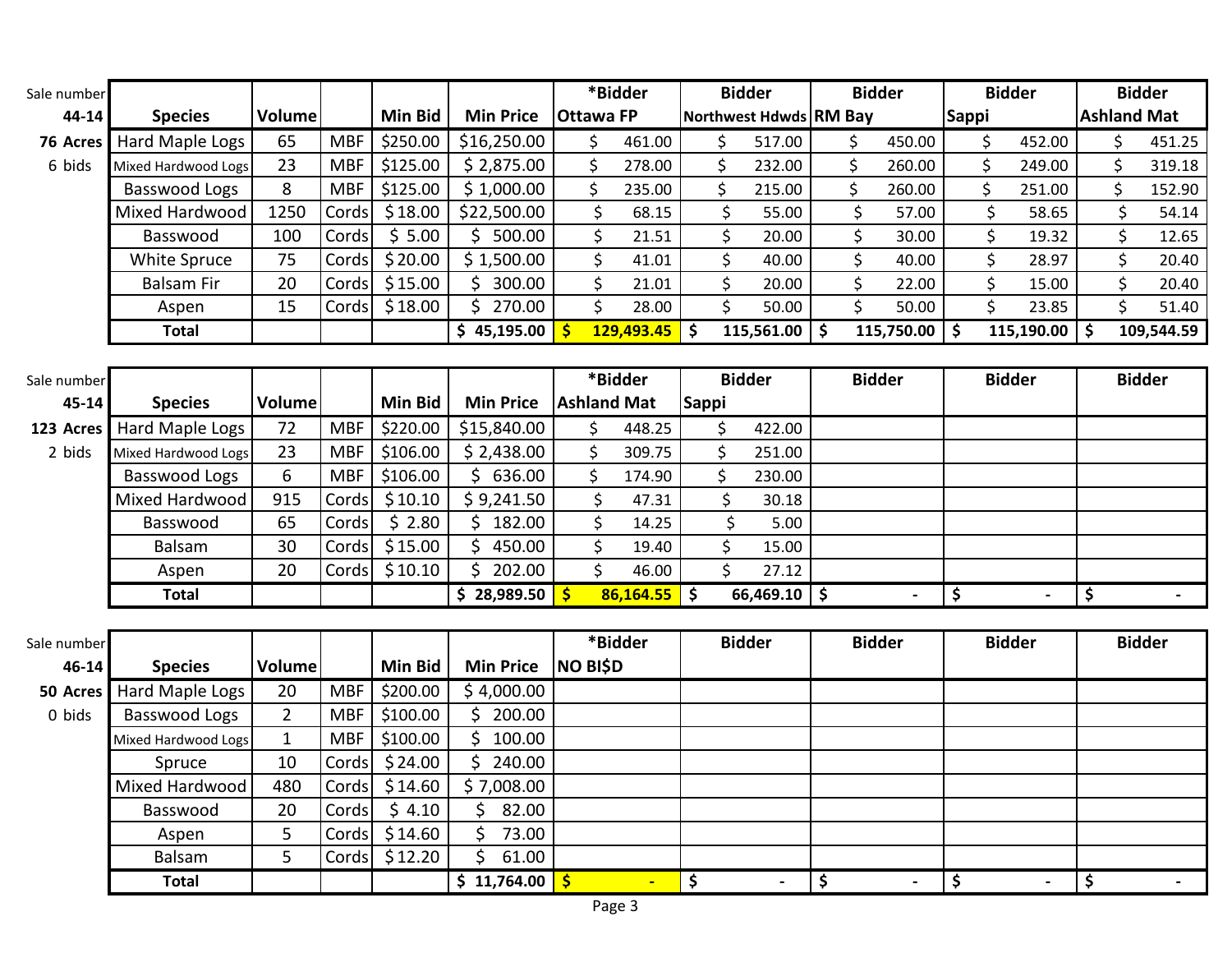| Sale number 44-14 | Species | Volume | | Min Bid | Min Price | *Bidder Ottawa FP | Bidder Northwest Hdwds | Bidder RM Bay | Bidder Sappi | Bidder Ashland Mat |
|---|---|---|---|---|---|---|---|---|---|---|
| **76 Acres** | Hard Maple Logs | 65 | MBF | $250.00 | $16,250.00 | $ 461.00 | $ 517.00 | $ 450.00 | $ 452.00 | $ 451.25 |
| 6 bids | Mixed Hardwood Logs | 23 | MBF | $125.00 | $ 2,875.00 | $ 278.00 | $ 232.00 | $ 260.00 | $ 249.00 | $ 319.18 |
| | Basswood Logs | 8 | MBF | $125.00 | $ 1,000.00 | $ 235.00 | $ 215.00 | $ 260.00 | $ 251.00 | $ 152.90 |
| | Mixed Hardwood | 1250 | Cords | $ 18.00 | $22,500.00 | $ 68.15 | $ 55.00 | $ 57.00 | $ 58.65 | $ 54.14 |
| | Basswood | 100 | Cords | $ 5.00 | $ 500.00 | $ 21.51 | $ 20.00 | $ 30.00 | $ 19.32 | $ 12.65 |
| | White Spruce | 75 | Cords | $ 20.00 | $ 1,500.00 | $ 41.01 | $ 40.00 | $ 40.00 | $ 28.97 | $ 20.40 |
| | Balsam Fir | 20 | Cords | $ 15.00 | $ 300.00 | $ 21.01 | $ 20.00 | $ 22.00 | $ 15.00 | $ 20.40 |
| | Aspen | 15 | Cords | $ 18.00 | $ 270.00 | $ 28.00 | $ 50.00 | $ 50.00 | $ 23.85 | $ 51.40 |
| | **Total** | | | | **$ 45,195.00** | **$ 129,493.45** | **$ 115,561.00** | **$ 115,750.00** | **$ 115,190.00** | **$ 109,544.59** |

| Sale number 45-14 | Species | Volume | | Min Bid | Min Price | *Bidder Ashland Mat | Bidder Sappi | Bidder | Bidder | Bidder |
|---|---|---|---|---|---|---|---|---|---|---|
| **123 Acres** | Hard Maple Logs | 72 | MBF | $220.00 | $15,840.00 | $ 448.25 | $ 422.00 | | | |
| 2 bids | Mixed Hardwood Logs | 23 | MBF | $106.00 | $ 2,438.00 | $ 309.75 | $ 251.00 | | | |
| | Basswood Logs | 6 | MBF | $106.00 | $ 636.00 | $ 174.90 | $ 230.00 | | | |
| | Mixed Hardwood | 915 | Cords | $ 10.10 | $ 9,241.50 | $ 47.31 | $ 30.18 | | | |
| | Basswood | 65 | Cords | $ 2.80 | $ 182.00 | $ 14.25 | $ 5.00 | | | |
| | Balsam | 30 | Cords | $ 15.00 | $ 450.00 | $ 19.40 | $ 15.00 | | | |
| | Aspen | 20 | Cords | $ 10.10 | $ 202.00 | $ 46.00 | $ 27.12 | | | |
| | **Total** | | | | **$ 28,989.50** | **$ 86,164.55** | **$ 66,469.10** | **$ -** | **$ -** | **$ -** |

| Sale number 46-14 | Species | Volume | | Min Bid | Min Price | *Bidder NO BI$D | Bidder | Bidder | Bidder | Bidder |
|---|---|---|---|---|---|---|---|---|---|---|
| **50 Acres** | Hard Maple Logs | 20 | MBF | $200.00 | $ 4,000.00 | | | | | |
| 0 bids | Basswood Logs | 2 | MBF | $100.00 | $ 200.00 | | | | | |
| | Mixed Hardwood Logs | 1 | MBF | $100.00 | $ 100.00 | | | | | |
| | Spruce | 10 | Cords | $ 24.00 | $ 240.00 | | | | | |
| | Mixed Hardwood | 480 | Cords | $ 14.60 | $ 7,008.00 | | | | | |
| | Basswood | 20 | Cords | $ 4.10 | $ 82.00 | | | | | |
| | Aspen | 5 | Cords | $ 14.60 | $ 73.00 | | | | | |
| | Balsam | 5 | Cords | $ 12.20 | $ 61.00 | | | | | |
| | **Total** | | | | **$ 11,764.00** | **$ -** | **$ -** | **$ -** | **$ -** | **$ -** |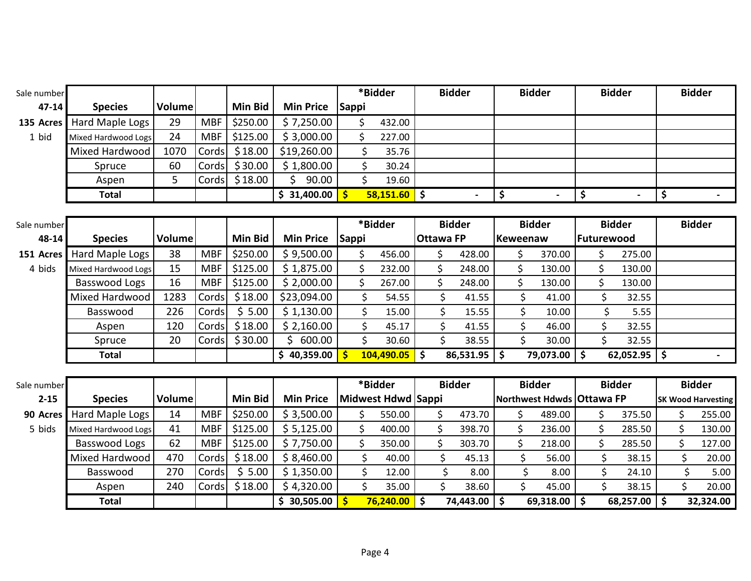| Sale number 47-14 | Species | Volume | | Min Bid | Min Price | *Bidder Sappi | Bidder | Bidder | Bidder | Bidder |
|---|---|---|---|---|---|---|---|---|---|---|
| 135 Acres | Hard Maple Logs | 29 | MBF | $250.00 | $ 7,250.00 | $ 432.00 | | | | |
| 1 bid | Mixed Hardwood Logs | 24 | MBF | $125.00 | $ 3,000.00 | $ 227.00 | | | | |
| | Mixed Hardwood | 1070 | Cords | $ 18.00 | $19,260.00 | $ 35.76 | | | | |
| | Spruce | 60 | Cords | $ 30.00 | $ 1,800.00 | $ 30.24 | | | | |
| | Aspen | 5 | Cords | $ 18.00 | $ 90.00 | $ 19.60 | | | | |
| | **Total** | | | | **$ 31,400.00** | **$ 58,151.60** | **$ -** | **$ -** | **$ -** | **$ -** |

| Sale number 48-14 | Species | Volume | | Min Bid | Min Price | *Bidder Sappi | Bidder Ottawa FP | Bidder Keweenaw | Bidder Futurewood | Bidder |
|---|---|---|---|---|---|---|---|---|---|---|
| 151 Acres | Hard Maple Logs | 38 | MBF | $250.00 | $ 9,500.00 | $ 456.00 | $ 428.00 | $ 370.00 | $ 275.00 | |
| 4 bids | Mixed Hardwood Logs | 15 | MBF | $125.00 | $ 1,875.00 | $ 232.00 | $ 248.00 | $ 130.00 | $ 130.00 | |
| | Basswood Logs | 16 | MBF | $125.00 | $ 2,000.00 | $ 267.00 | $ 248.00 | $ 130.00 | $ 130.00 | |
| | Mixed Hardwood | 1283 | Cords | $ 18.00 | $23,094.00 | $ 54.55 | $ 41.55 | $ 41.00 | $ 32.55 | |
| | Basswood | 226 | Cords | $ 5.00 | $ 1,130.00 | $ 15.00 | $ 15.55 | $ 10.00 | $ 5.55 | |
| | Aspen | 120 | Cords | $ 18.00 | $ 2,160.00 | $ 45.17 | $ 41.55 | $ 46.00 | $ 32.55 | |
| | Spruce | 20 | Cords | $ 30.00 | $ 600.00 | $ 30.60 | $ 38.55 | $ 30.00 | $ 32.55 | |
| | **Total** | | | | **$ 40,359.00** | **$ 104,490.05** | **$ 86,531.95** | **$ 79,073.00** | **$ 62,052.95** | **$ -** |

| Sale number 2-15 | Species | Volume | | Min Bid | Min Price | *Bidder Midwest Hdwd | Bidder Sappi | Bidder Northwest Hdwds | Bidder Ottawa FP | Bidder SK Wood Harvesting |
|---|---|---|---|---|---|---|---|---|---|---|
| 90 Acres | Hard Maple Logs | 14 | MBF | $250.00 | $ 3,500.00 | $ 550.00 | $ 473.70 | $ 489.00 | $ 375.50 | $ 255.00 |
| 5 bids | Mixed Hardwood Logs | 41 | MBF | $125.00 | $ 5,125.00 | $ 400.00 | $ 398.70 | $ 236.00 | $ 285.50 | $ 130.00 |
| | Basswood Logs | 62 | MBF | $125.00 | $ 7,750.00 | $ 350.00 | $ 303.70 | $ 218.00 | $ 285.50 | $ 127.00 |
| | Mixed Hardwood | 470 | Cords | $ 18.00 | $ 8,460.00 | $ 40.00 | $ 45.13 | $ 56.00 | $ 38.15 | $ 20.00 |
| | Basswood | 270 | Cords | $ 5.00 | $ 1,350.00 | $ 12.00 | $ 8.00 | $ 8.00 | $ 24.10 | $ 5.00 |
| | Aspen | 240 | Cords | $ 18.00 | $ 4,320.00 | $ 35.00 | $ 38.60 | $ 45.00 | $ 38.15 | $ 20.00 |
| | **Total** | | | | **$ 30,505.00** | **$ 76,240.00** | **$ 74,443.00** | **$ 69,318.00** | **$ 68,257.00** | **$ 32,324.00** |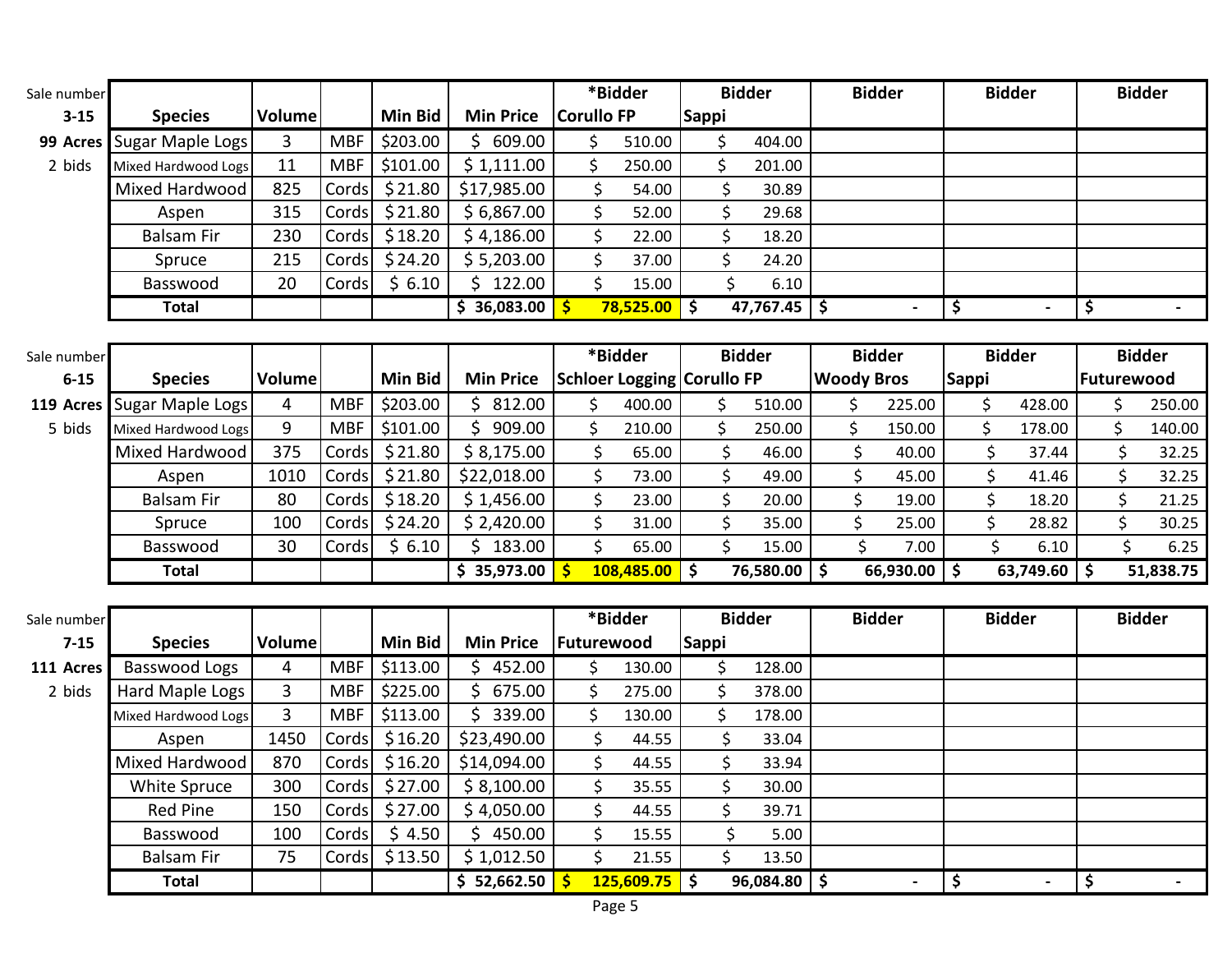| Sale number 3-15 | Species | Volume | | Min Bid | Min Price | *Bidder Corullo FP | Bidder Sappi | Bidder | Bidder | Bidder |
|---|---|---|---|---|---|---|---|---|---|---|
| 99 Acres | Sugar Maple Logs | 3 | MBF | $203.00 | $ 609.00 | $ 510.00 | $ 404.00 | | | |
| 2 bids | Mixed Hardwood Logs | 11 | MBF | $101.00 | $ 1,111.00 | $ 250.00 | $ 201.00 | | | |
| | Mixed Hardwood | 825 | Cords | $ 21.80 | $17,985.00 | $ 54.00 | $ 30.89 | | | |
| | Aspen | 315 | Cords | $ 21.80 | $ 6,867.00 | $ 52.00 | $ 29.68 | | | |
| | Balsam Fir | 230 | Cords | $ 18.20 | $ 4,186.00 | $ 22.00 | $ 18.20 | | | |
| | Spruce | 215 | Cords | $ 24.20 | $ 5,203.00 | $ 37.00 | $ 24.20 | | | |
| | Basswood | 20 | Cords | $ 6.10 | $ 122.00 | $ 15.00 | $ 6.10 | | | |
| | Total | | | | $ 36,083.00 | $ 78,525.00 | $ 47,767.45 | $ - | $ - | $ - |

| Sale number 6-15 | Species | Volume | | Min Bid | Min Price | *Bidder Schloer Logging | Bidder Corullo FP | Bidder Woody Bros | Bidder Sappi | Bidder Futurewood |
|---|---|---|---|---|---|---|---|---|---|---|
| 119 Acres | Sugar Maple Logs | 4 | MBF | $203.00 | $ 812.00 | $ 400.00 | $ 510.00 | $ 225.00 | $ 428.00 | $ 250.00 |
| 5 bids | Mixed Hardwood Logs | 9 | MBF | $101.00 | $ 909.00 | $ 210.00 | $ 250.00 | $ 150.00 | $ 178.00 | $ 140.00 |
| | Mixed Hardwood | 375 | Cords | $ 21.80 | $ 8,175.00 | $ 65.00 | $ 46.00 | $ 40.00 | $ 37.44 | $ 32.25 |
| | Aspen | 1010 | Cords | $ 21.80 | $22,018.00 | $ 73.00 | $ 49.00 | $ 45.00 | $ 41.46 | $ 32.25 |
| | Balsam Fir | 80 | Cords | $ 18.20 | $ 1,456.00 | $ 23.00 | $ 20.00 | $ 19.00 | $ 18.20 | $ 21.25 |
| | Spruce | 100 | Cords | $ 24.20 | $ 2,420.00 | $ 31.00 | $ 35.00 | $ 25.00 | $ 28.82 | $ 30.25 |
| | Basswood | 30 | Cords | $ 6.10 | $ 183.00 | $ 65.00 | $ 15.00 | $ 7.00 | $ 6.10 | $ 6.25 |
| | Total | | | | $ 35,973.00 | $ 108,485.00 | $ 76,580.00 | $ 66,930.00 | $ 63,749.60 | $ 51,838.75 |

| Sale number 7-15 | Species | Volume | | Min Bid | Min Price | *Bidder Futurewood | Bidder Sappi | Bidder | Bidder | Bidder |
|---|---|---|---|---|---|---|---|---|---|---|
| 111 Acres | Basswood Logs | 4 | MBF | $113.00 | $ 452.00 | $ 130.00 | $ 128.00 | | | |
| 2 bids | Hard Maple Logs | 3 | MBF | $225.00 | $ 675.00 | $ 275.00 | $ 378.00 | | | |
| | Mixed Hardwood Logs | 3 | MBF | $113.00 | $ 339.00 | $ 130.00 | $ 178.00 | | | |
| | Aspen | 1450 | Cords | $ 16.20 | $23,490.00 | $ 44.55 | $ 33.04 | | | |
| | Mixed Hardwood | 870 | Cords | $ 16.20 | $14,094.00 | $ 44.55 | $ 33.94 | | | |
| | White Spruce | 300 | Cords | $ 27.00 | $ 8,100.00 | $ 35.55 | $ 30.00 | | | |
| | Red Pine | 150 | Cords | $ 27.00 | $ 4,050.00 | $ 44.55 | $ 39.71 | | | |
| | Basswood | 100 | Cords | $ 4.50 | $ 450.00 | $ 15.55 | $ 5.00 | | | |
| | Balsam Fir | 75 | Cords | $ 13.50 | $ 1,012.50 | $ 21.55 | $ 13.50 | | | |
| | Total | | | | $ 52,662.50 | $ 125,609.75 | $ 96,084.80 | $ - | $ - | $ - |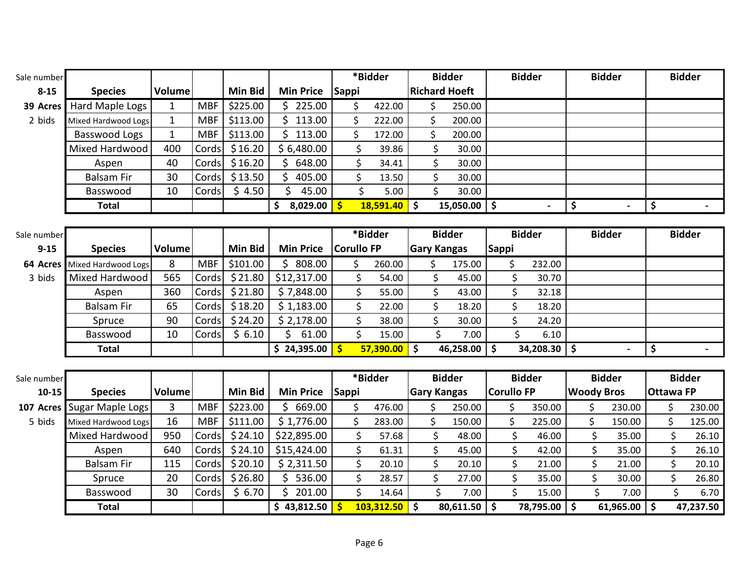| Sale number 8-15 | Species | Volume | | Min Bid | Min Price | *Bidder Sappi | Bidder Richard Hoeft | Bidder | Bidder | Bidder |
|---|---|---|---|---|---|---|---|---|---|---|
| 39 Acres | Hard Maple Logs | 1 | MBF | $225.00 | $ 225.00 | $ 422.00 | $ 250.00 | | | |
| 2 bids | Mixed Hardwood Logs | 1 | MBF | $113.00 | $ 113.00 | $ 222.00 | $ 200.00 | | | |
| | Basswood Logs | 1 | MBF | $113.00 | $ 113.00 | $ 172.00 | $ 200.00 | | | |
| | Mixed Hardwood | 400 | Cords | $ 16.20 | $ 6,480.00 | $ 39.86 | $ 30.00 | | | |
| | Aspen | 40 | Cords | $ 16.20 | $ 648.00 | $ 34.41 | $ 30.00 | | | |
| | Balsam Fir | 30 | Cords | $ 13.50 | $ 405.00 | $ 13.50 | $ 30.00 | | | |
| | Basswood | 10 | Cords | $ 4.50 | $ 45.00 | $ 5.00 | $ 30.00 | | | |
| | **Total** | | | | **$ 8,029.00** | **$ 18,591.40** | **$ 15,050.00** | **$ -** | **$ -** | **$ -** |

| Sale number 9-15 | Species | Volume | | Min Bid | Min Price | *Bidder Corullo FP | Bidder Gary Kangas | Bidder Sappi | Bidder | Bidder |
|---|---|---|---|---|---|---|---|---|---|---|
| 64 Acres | Mixed Hardwood Logs | 8 | MBF | $101.00 | $ 808.00 | $ 260.00 | $ 175.00 | $ 232.00 | | |
| 3 bids | Mixed Hardwood | 565 | Cords | $ 21.80 | $12,317.00 | $ 54.00 | $ 45.00 | $ 30.70 | | |
| | Aspen | 360 | Cords | $ 21.80 | $ 7,848.00 | $ 55.00 | $ 43.00 | $ 32.18 | | |
| | Balsam Fir | 65 | Cords | $ 18.20 | $ 1,183.00 | $ 22.00 | $ 18.20 | $ 18.20 | | |
| | Spruce | 90 | Cords | $ 24.20 | $ 2,178.00 | $ 38.00 | $ 30.00 | $ 24.20 | | |
| | Basswood | 10 | Cords | $ 6.10 | $ 61.00 | $ 15.00 | $ 7.00 | $ 6.10 | | |
| | **Total** | | | | **$ 24,395.00** | **$ 57,390.00** | **$ 46,258.00** | **$ 34,208.30** | **$ -** | **$ -** |

| Sale number 10-15 | Species | Volume | | Min Bid | Min Price | *Bidder Sappi | Bidder Gary Kangas | Bidder Corullo FP | Bidder Woody Bros | Bidder Ottawa FP |
|---|---|---|---|---|---|---|---|---|---|---|
| 107 Acres | Sugar Maple Logs | 3 | MBF | $223.00 | $ 669.00 | $ 476.00 | $ 250.00 | $ 350.00 | $ 230.00 | $ 230.00 |
| 5 bids | Mixed Hardwood Logs | 16 | MBF | $111.00 | $ 1,776.00 | $ 283.00 | $ 150.00 | $ 225.00 | $ 150.00 | $ 125.00 |
| | Mixed Hardwood | 950 | Cords | $ 24.10 | $22,895.00 | $ 57.68 | $ 48.00 | $ 46.00 | $ 35.00 | $ 26.10 |
| | Aspen | 640 | Cords | $ 24.10 | $15,424.00 | $ 61.31 | $ 45.00 | $ 42.00 | $ 35.00 | $ 26.10 |
| | Balsam Fir | 115 | Cords | $ 20.10 | $ 2,311.50 | $ 20.10 | $ 20.10 | $ 21.00 | $ 21.00 | $ 20.10 |
| | Spruce | 20 | Cords | $ 26.80 | $ 536.00 | $ 28.57 | $ 27.00 | $ 35.00 | $ 30.00 | $ 26.80 |
| | Basswood | 30 | Cords | $ 6.70 | $ 201.00 | $ 14.64 | $ 7.00 | $ 15.00 | $ 7.00 | $ 6.70 |
| | **Total** | | | | **$ 43,812.50** | **$ 103,312.50** | **$ 80,611.50** | **$ 78,795.00** | **$ 61,965.00** | **$ 47,237.50** |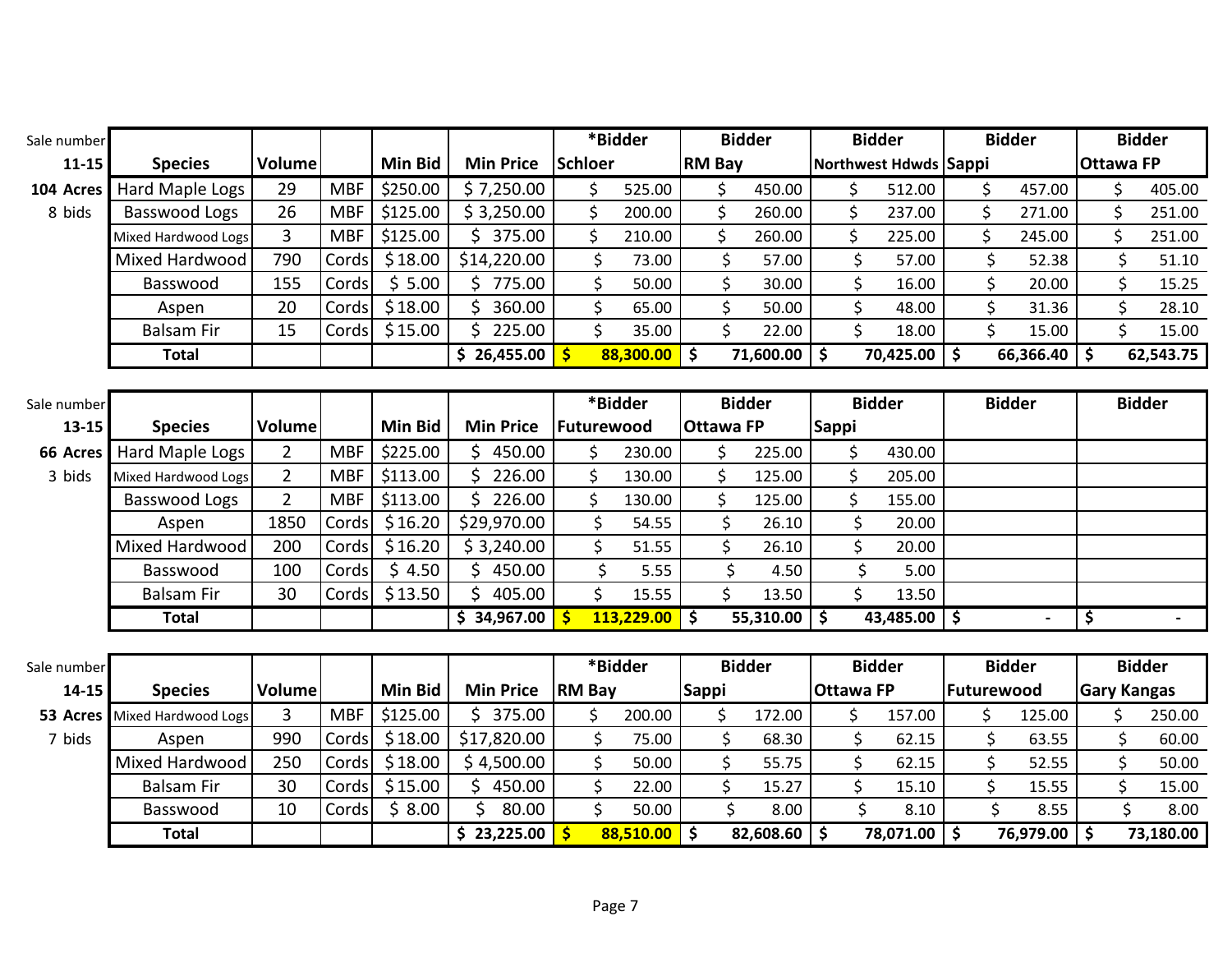| Sale number 11-15 | Species | Volume | | Min Bid | Min Price | *Bidder Schloer | Bidder RM Bay | Bidder Northwest Hdwds | Bidder Sappi | Bidder Ottawa FP |
|---|---|---|---|---|---|---|---|---|---|---|
| 104 Acres | Hard Maple Logs | 29 | MBF | $250.00 | $ 7,250.00 | $ 525.00 | $ 450.00 | $ 512.00 | $ 457.00 | $ 405.00 |
| 8 bids | Basswood Logs | 26 | MBF | $125.00 | $ 3,250.00 | $ 200.00 | $ 260.00 | $ 237.00 | $ 271.00 | $ 251.00 |
| | Mixed Hardwood Logs | 3 | MBF | $125.00 | $ 375.00 | $ 210.00 | $ 260.00 | $ 225.00 | $ 245.00 | $ 251.00 |
| | Mixed Hardwood | 790 | Cords | $ 18.00 | $14,220.00 | $ 73.00 | $ 57.00 | $ 57.00 | $ 52.38 | $ 51.10 |
| | Basswood | 155 | Cords | $ 5.00 | $ 775.00 | $ 50.00 | $ 30.00 | $ 16.00 | $ 20.00 | $ 15.25 |
| | Aspen | 20 | Cords | $ 18.00 | $ 360.00 | $ 65.00 | $ 50.00 | $ 48.00 | $ 31.36 | $ 28.10 |
| | Balsam Fir | 15 | Cords | $ 15.00 | $ 225.00 | $ 35.00 | $ 22.00 | $ 18.00 | $ 15.00 | $ 15.00 |
| | **Total** | | | | **$ 26,455.00** | **$ 88,300.00** | **$ 71,600.00** | **$ 70,425.00** | **$ 66,366.40** | **$ 62,543.75** |

| Sale number 13-15 | Species | Volume | | Min Bid | Min Price | *Bidder Futurewood | Bidder Ottawa FP | Bidder Sappi | Bidder | Bidder |
|---|---|---|---|---|---|---|---|---|---|---|
| 66 Acres | Hard Maple Logs | 2 | MBF | $225.00 | $ 450.00 | $ 230.00 | $ 225.00 | $ 430.00 | | |
| 3 bids | Mixed Hardwood Logs | 2 | MBF | $113.00 | $ 226.00 | $ 130.00 | $ 125.00 | $ 205.00 | | |
| | Basswood Logs | 2 | MBF | $113.00 | $ 226.00 | $ 130.00 | $ 125.00 | $ 155.00 | | |
| | Aspen | 1850 | Cords | $ 16.20 | $29,970.00 | $ 54.55 | $ 26.10 | $ 20.00 | | |
| | Mixed Hardwood | 200 | Cords | $ 16.20 | $ 3,240.00 | $ 51.55 | $ 26.10 | $ 20.00 | | |
| | Basswood | 100 | Cords | $ 4.50 | $ 450.00 | $ 5.55 | $ 4.50 | $ 5.00 | | |
| | Balsam Fir | 30 | Cords | $ 13.50 | $ 405.00 | $ 15.55 | $ 13.50 | $ 13.50 | | |
| | **Total** | | | | **$ 34,967.00** | **$ 113,229.00** | **$ 55,310.00** | **$ 43,485.00** | **$ -** | **$ -** |

| Sale number 14-15 | Species | Volume | | Min Bid | Min Price | *Bidder RM Bay | Bidder Sappi | Bidder Ottawa FP | Bidder Futurewood | Bidder Gary Kangas |
|---|---|---|---|---|---|---|---|---|---|---|
| 53 Acres | Mixed Hardwood Logs | 3 | MBF | $125.00 | $ 375.00 | $ 200.00 | $ 172.00 | $ 157.00 | $ 125.00 | $ 250.00 |
| 7 bids | Aspen | 990 | Cords | $ 18.00 | $17,820.00 | $ 75.00 | $ 68.30 | $ 62.15 | $ 63.55 | $ 60.00 |
| | Mixed Hardwood | 250 | Cords | $ 18.00 | $ 4,500.00 | $ 50.00 | $ 55.75 | $ 62.15 | $ 52.55 | $ 50.00 |
| | Balsam Fir | 30 | Cords | $ 15.00 | $ 450.00 | $ 22.00 | $ 15.27 | $ 15.10 | $ 15.55 | $ 15.00 |
| | Basswood | 10 | Cords | $ 8.00 | $ 80.00 | $ 50.00 | $ 8.00 | $ 8.10 | $ 8.55 | $ 8.00 |
| | **Total** | | | | **$ 23,225.00** | **$ 88,510.00** | **$ 82,608.60** | **$ 78,071.00** | **$ 76,979.00** | **$ 73,180.00** |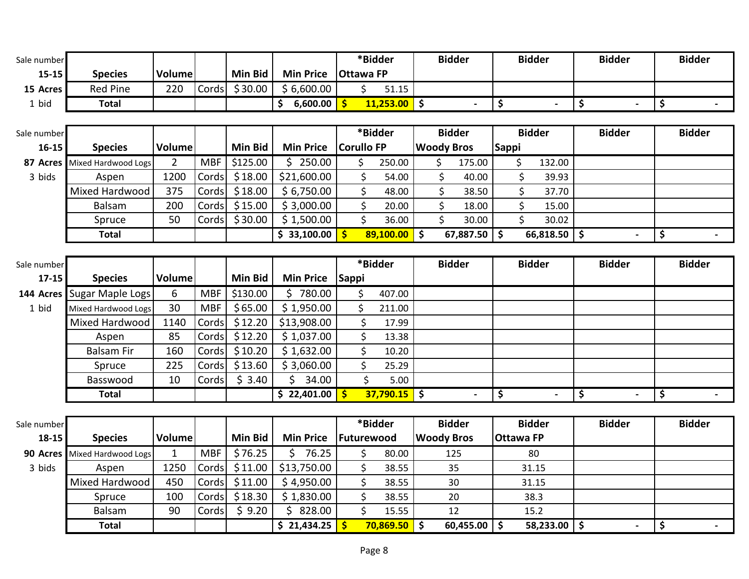| Sale number | Species | Volume | | Min Bid | Min Price | *Bidder | Bidder | Bidder | Bidder | Bidder |
|---|---|---|---|---|---|---|---|---|---|---|
| 15-15 | | | | | | Ottawa FP | | | | |
| 15 Acres | Red Pine | 220 | Cords | $ 30.00 | $ 6,600.00 | $ 51.15 | | | | |
| 1 bid | **Total** | | | | **$ 6,600.00** | **$ 11,253.00** | **$ -** | **$ -** | **$ -** | **$ -** |

| Sale number | Species | Volume | | Min Bid | Min Price | *Bidder | Bidder | Bidder | Bidder | Bidder |
|---|---|---|---|---|---|---|---|---|---|---|
| 16-15 | | | | | | Corullo FP | Woody Bros | Sappi | | |
| 87 Acres | Mixed Hardwood Logs | 2 | MBF | $125.00 | $ 250.00 | $ 250.00 | $ 175.00 | $ 132.00 | | |
| 3 bids | Aspen | 1200 | Cords | $ 18.00 | $21,600.00 | $ 54.00 | $ 40.00 | $ 39.93 | | |
| | Mixed Hardwood | 375 | Cords | $ 18.00 | $ 6,750.00 | $ 48.00 | $ 38.50 | $ 37.70 | | |
| | Balsam | 200 | Cords | $ 15.00 | $ 3,000.00 | $ 20.00 | $ 18.00 | $ 15.00 | | |
| | Spruce | 50 | Cords | $ 30.00 | $ 1,500.00 | $ 36.00 | $ 30.00 | $ 30.02 | | |
| | **Total** | | | | **$ 33,100.00** | **$ 89,100.00** | **$ 67,887.50** | **$ 66,818.50** | **$ -** | **$ -** |

| Sale number | Species | Volume | | Min Bid | Min Price | *Bidder | Bidder | Bidder | Bidder | Bidder |
|---|---|---|---|---|---|---|---|---|---|---|
| 17-15 | | | | | | Sappi | | | | |
| 144 Acres | Sugar Maple Logs | 6 | MBF | $130.00 | $ 780.00 | $ 407.00 | | | | |
| 1 bid | Mixed Hardwood Logs | 30 | MBF | $ 65.00 | $ 1,950.00 | $ 211.00 | | | | |
| | Mixed Hardwood | 1140 | Cords | $ 12.20 | $13,908.00 | $ 17.99 | | | | |
| | Aspen | 85 | Cords | $ 12.20 | $ 1,037.00 | $ 13.38 | | | | |
| | Balsam Fir | 160 | Cords | $ 10.20 | $ 1,632.00 | $ 10.20 | | | | |
| | Spruce | 225 | Cords | $ 13.60 | $ 3,060.00 | $ 25.29 | | | | |
| | Basswood | 10 | Cords | $ 3.40 | $ 34.00 | $ 5.00 | | | | |
| | **Total** | | | | **$ 22,401.00** | **$ 37,790.15** | **$ -** | **$ -** | **$ -** | **$ -** |

| Sale number | Species | Volume | | Min Bid | Min Price | *Bidder | Bidder | Bidder | Bidder | Bidder |
|---|---|---|---|---|---|---|---|---|---|---|
| 18-15 | | | | | | Futurewood | Woody Bros | Ottawa FP | | |
| 90 Acres | Mixed Hardwood Logs | 1 | MBF | $ 76.25 | $ 76.25 | $ 80.00 | 125 | 80 | | |
| 3 bids | Aspen | 1250 | Cords | $ 11.00 | $13,750.00 | $ 38.55 | 35 | 31.15 | | |
| | Mixed Hardwood | 450 | Cords | $ 11.00 | $ 4,950.00 | $ 38.55 | 30 | 31.15 | | |
| | Spruce | 100 | Cords | $ 18.30 | $ 1,830.00 | $ 38.55 | 20 | 38.3 | | |
| | Balsam | 90 | Cords | $ 9.20 | $ 828.00 | $ 15.55 | 12 | 15.2 | | |
| | **Total** | | | | **$ 21,434.25** | **$ 70,869.50** | **$ 60,455.00** | **$ 58,233.00** | **$ -** | **$ -** |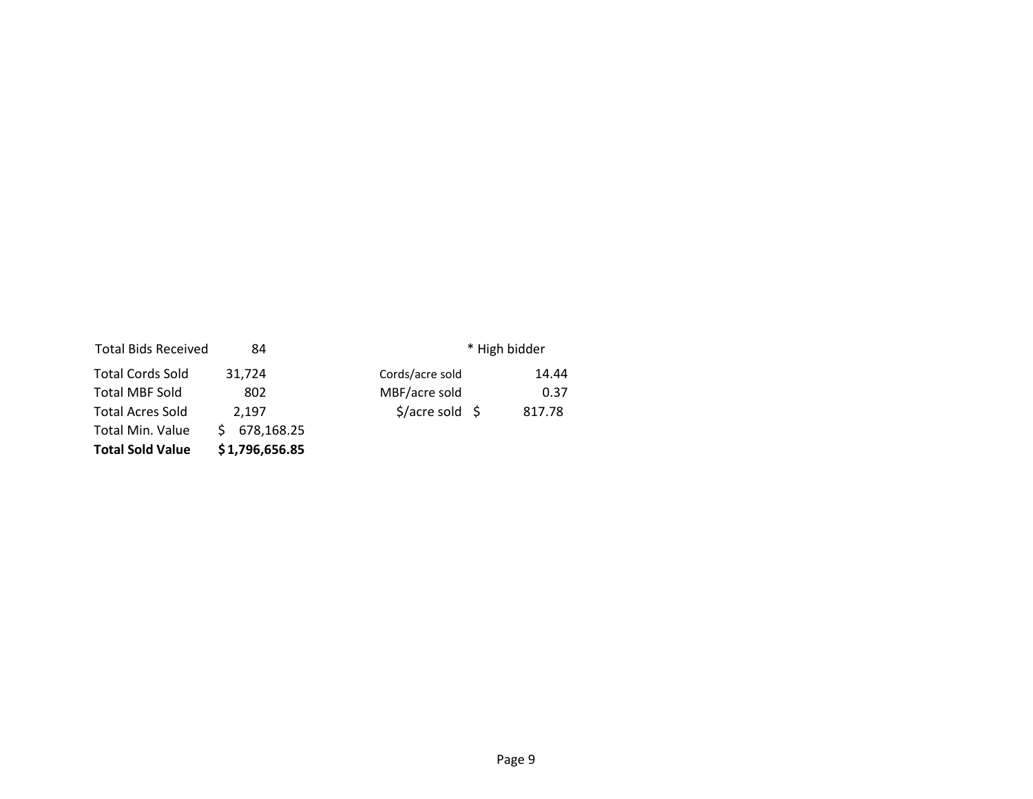| | | | | |
|---|---|---|---|---|
| Total Bids Received | 84 | | * High bidder | |
| Total Cords Sold | 31,724 | Cords/acre sold | | 14.44 |
| Total MBF Sold | 802 | MBF/acre sold | | 0.37 |
| Total Acres Sold | 2,197 | $/acre sold | $ | 817.78 |
| Total Min. Value | $ 678,168.25 | | | |
| **Total Sold Value** | **$ 1,796,656.85** | | | |